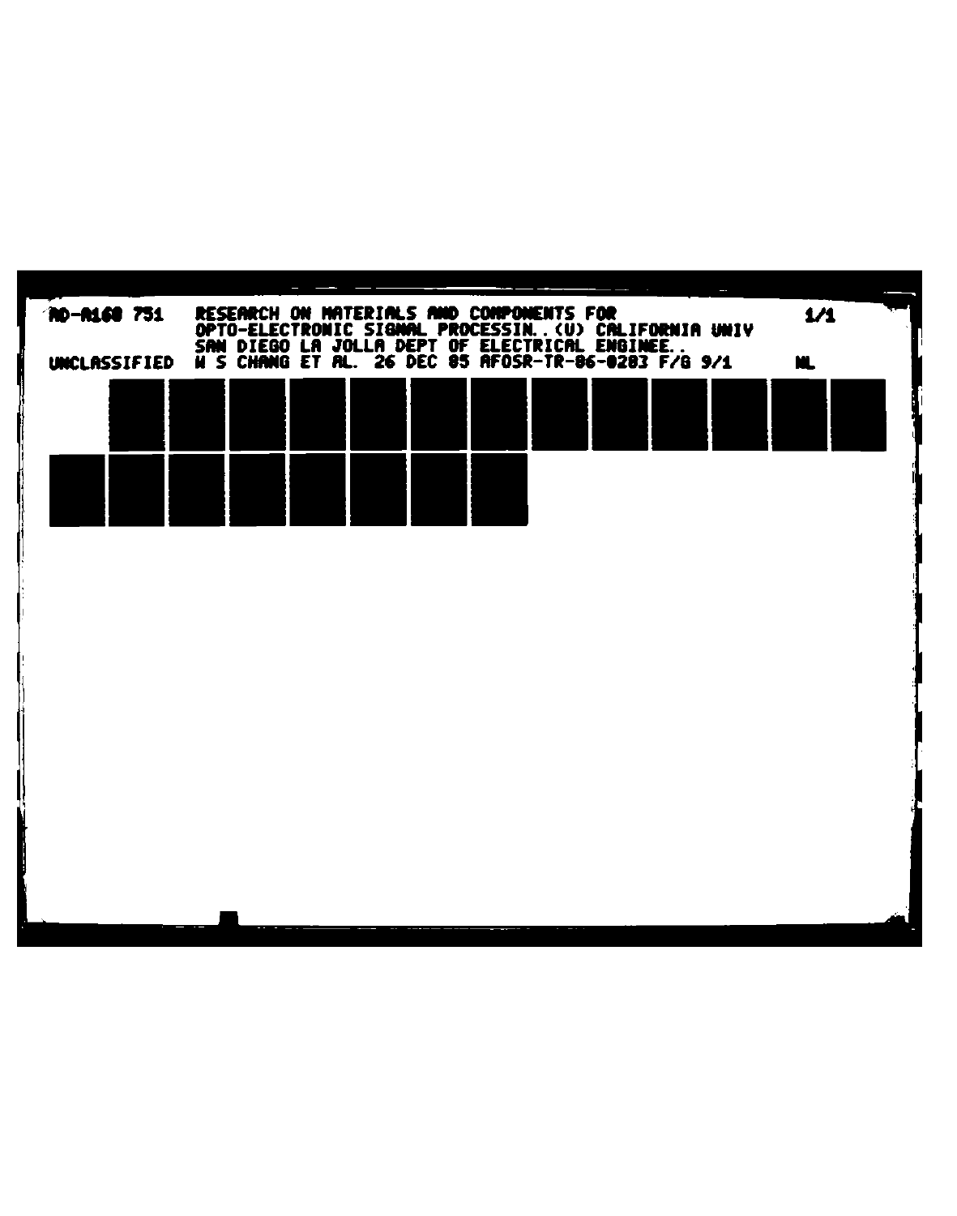AD-A160 751 RESEARCH ON MATERIALS AND COMPONENTS FOR OPTO-ELECTRONIC SIGNAL PROCESSIN..(U) CALIFORNIA UNIV SAN DIEGO LA JOLLA DEPT OF ELECTRICAL ENGINEE.. W S CHANG ET AL. 26 DEC 85 AFOSR-TR-86-0283 F/G 9/1

1/1

UNCLASSIFIED

NL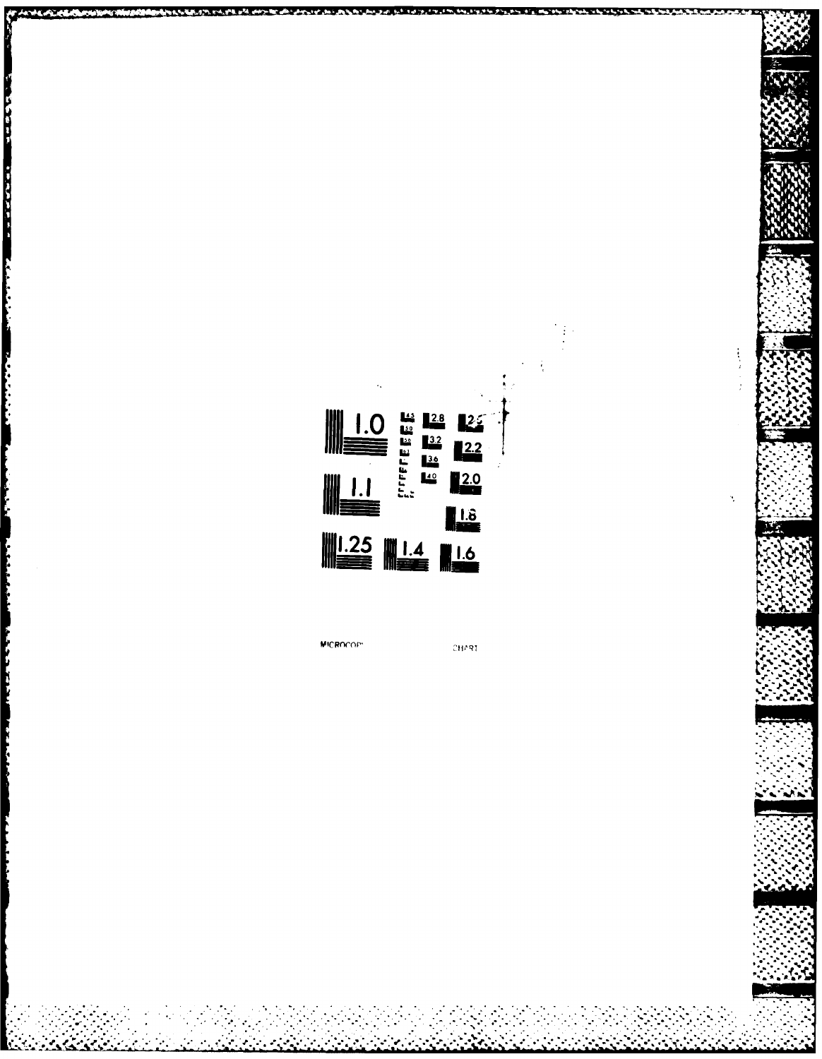MICROCOP CHART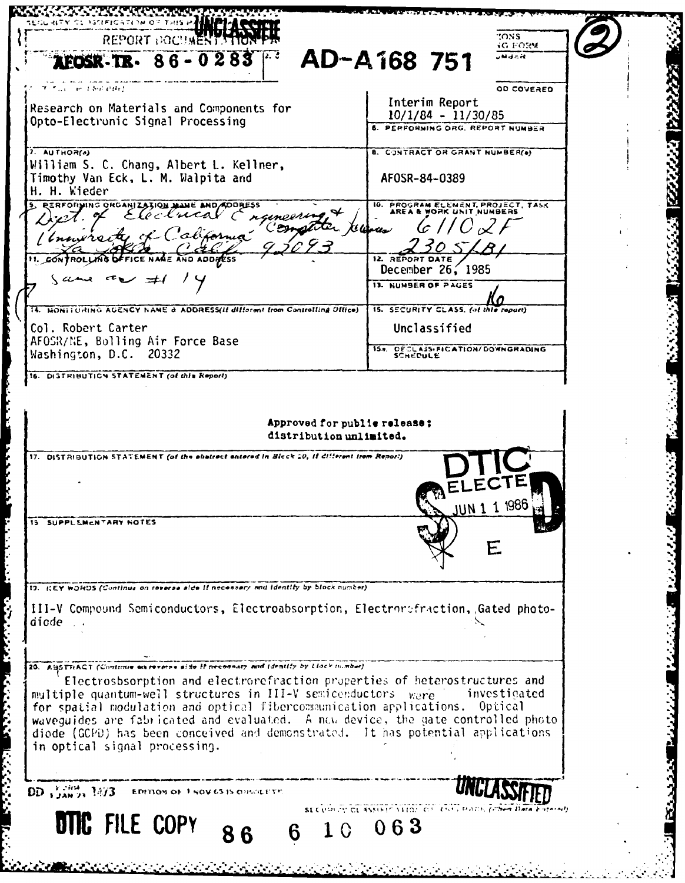SECURITY CLASSIFICATION OF THIS PAGE **UNCLASSIFIED**

REPORT DOCUMENTATION PAGE

**AFOSR-TR- 86-0283**

**AD-A168 751**

(2)

4. TITLE (and Subtitle)

Research on Materials and Components for Opto-Electronic Signal Processing

5. TYPE OF REPORT & PERIOD COVERED

Interim Report
10/1/84 - 11/30/85

6. PERFORMING ORG. REPORT NUMBER

7. AUTHOR(s)

William S. C. Chang, Albert L. Kellner, Timothy Van Eck, L. M. Walpita and H. H. Wieder

8. CONTRACT OR GRANT NUMBER(s)

AFOSR-84-0389

9. PERFORMING ORGANIZATION NAME AND ADDRESS

Dept. of Electrical Engineering & Computer Science
University of California
La Jolla, Calif. 92093

10. PROGRAM ELEMENT, PROJECT, TASK AREA & WORK UNIT NUMBERS

61102F
2305/B1

11. CONTROLLING OFFICE NAME AND ADDRESS

Same as #14

12. REPORT DATE

December 26, 1985

13. NUMBER OF PAGES

16

14. MONITORING AGENCY NAME & ADDRESS (if different from Controlling Office)

Col. Robert Carter
AFOSR/NE, Bolling Air Force Base
Washington, D.C. 20332

15. SECURITY CLASS. (of this report)

Unclassified

15a. DECLASSIFICATION/DOWNGRADING SCHEDULE

16. DISTRIBUTION STATEMENT (of this Report)

**Approved for public release; distribution unlimited.**

17. DISTRIBUTION STATEMENT (of the abstract entered in Block 20, if different from Report)

DTIC ELECTE JUN 1 1 1986 D E

18. SUPPLEMENTARY NOTES

19. KEY WORDS (Continue on reverse side if necessary and identify by block number)

III-V Compound Semiconductors, Electroabsorption, Electrorefraction, Gated photodiode

20. ABSTRACT (Continue on reverse side if necessary and identify by block number)

Electroabsorption and electrorefraction properties of heterostructures and multiple quantum-well structures in III-V semiconductors were investigated for spatial modulation and optical fibercommunication applications. Optical waveguides are fabricated and evaluated. A new device, the gate controlled photo diode (GCPD) has been conceived and demonstrated. It has potential applications in optical signal processing.

DD FORM 1473, 1 JAN 73 — EDITION OF 1 NOV 65 IS OBSOLETE

**UNCLASSIFIED**

SECURITY CLASSIFICATION OF THIS PAGE (When Data Entered)

**DTIC FILE COPY**

86 6 10 063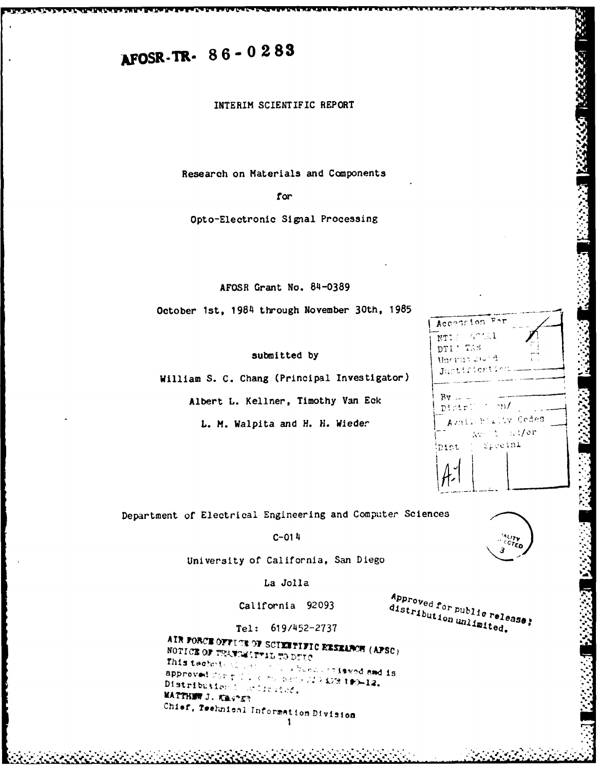AFOSR-TR- 86-0283

INTERIM SCIENTIFIC REPORT

Research on Materials and Components

for

Opto-Electronic Signal Processing

AFOSR Grant No. 84-0389

October 1st, 1984 through November 30th, 1985

submitted by

William S. C. Chang (Principal Investigator)

Albert L. Kellner, Timothy Van Eck

L. M. Walpita and H. H. Wieder

Department of Electrical Engineering and Computer Sciences

C-014

University of California, San Diego

La Jolla

California 92093

Tel: 619/452-2737

Approved for public release; distribution unlimited.

AIR FORCE OFFICE OF SCIENTIFIC RESEARCH (AFSC)
NOTICE OF TRANSMITTAL TO DTIC
This technical report has been reviewed and is approved for public release IAW AFR 190-12.
Distribution is unlimited.
MATTHEW J. KERPER
Chief, Technical Information Division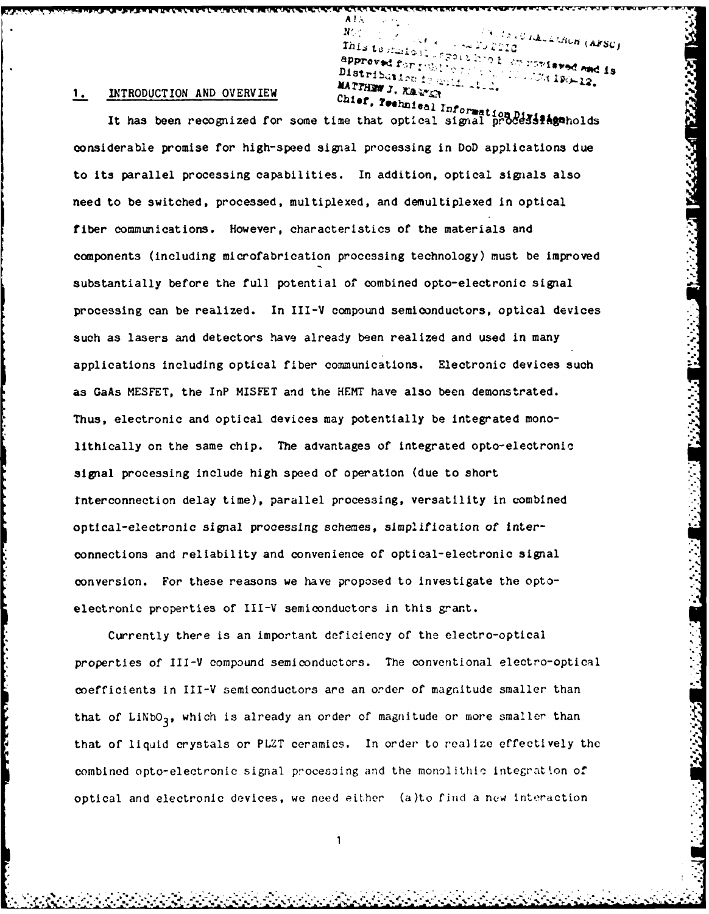## 1. INTRODUCTION AND OVERVIEW

It has been recognized for some time that optical signal processing holds considerable promise for high-speed signal processing in DoD applications due to its parallel processing capabilities. In addition, optical signals also need to be switched, processed, multiplexed, and demultiplexed in optical fiber communications. However, characteristics of the materials and components (including microfabrication processing technology) must be improved substantially before the full potential of combined opto-electronic signal processing can be realized. In III-V compound semiconductors, optical devices such as lasers and detectors have already been realized and used in many applications including optical fiber communications. Electronic devices such as GaAs MESFET, the InP MISFET and the HEMT have also been demonstrated. Thus, electronic and optical devices may potentially be integrated monolithically on the same chip. The advantages of integrated opto-electronic signal processing include high speed of operation (due to short interconnection delay time), parallel processing, versatility in combined optical-electronic signal processing schemes, simplification of interconnections and reliability and convenience of optical-electronic signal conversion. For these reasons we have proposed to investigate the opto-electronic properties of III-V semiconductors in this grant.

Currently there is an important deficiency of the electro-optical properties of III-V compound semiconductors. The conventional electro-optical coefficients in III-V semiconductors are an order of magnitude smaller than that of $LiNbO_3$, which is already an order of magnitude or more smaller than that of liquid crystals or PLZT ceramics. In order to realize effectively the combined opto-electronic signal processing and the monolithic integration of optical and electronic devices, we need either (a) to find a new interaction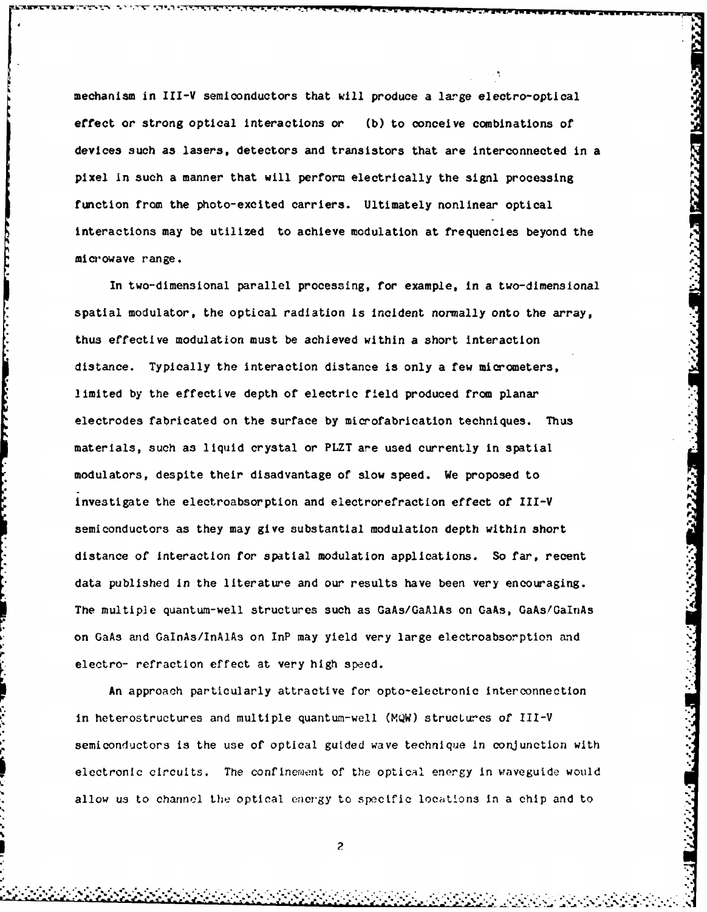mechanism in III-V semiconductors that will produce a large electro-optical effect or strong optical interactions or (b) to conceive combinations of devices such as lasers, detectors and transistors that are interconnected in a pixel in such a manner that will perform electrically the signl processing function from the photo-excited carriers. Ultimately nonlinear optical interactions may be utilized to achieve modulation at frequencies beyond the microwave range.

In two-dimensional parallel processing, for example, in a two-dimensional spatial modulator, the optical radiation is incident normally onto the array, thus effective modulation must be achieved within a short interaction distance. Typically the interaction distance is only a few micrometers, limited by the effective depth of electric field produced from planar electrodes fabricated on the surface by microfabrication techniques. Thus materials, such as liquid crystal or PLZT are used currently in spatial modulators, despite their disadvantage of slow speed. We proposed to investigate the electroabsorption and electrorefraction effect of III-V semiconductors as they may give substantial modulation depth within short distance of interaction for spatial modulation applications. So far, recent data published in the literature and our results have been very encouraging. The multiple quantum-well structures such as GaAs/GaAlAs on GaAs, GaAs/GaInAs on GaAs and GaInAs/InAlAs on InP may yield very large electroabsorption and electro- refraction effect at very high speed.

An approach particularly attractive for opto-electronic interconnection in heterostructures and multiple quantum-well (MQW) structures of III-V semiconductors is the use of optical guided wave technique in conjunction with electronic circuits. The confinement of the optical energy in waveguide would allow us to channel the optical energy to specific locations in a chip and to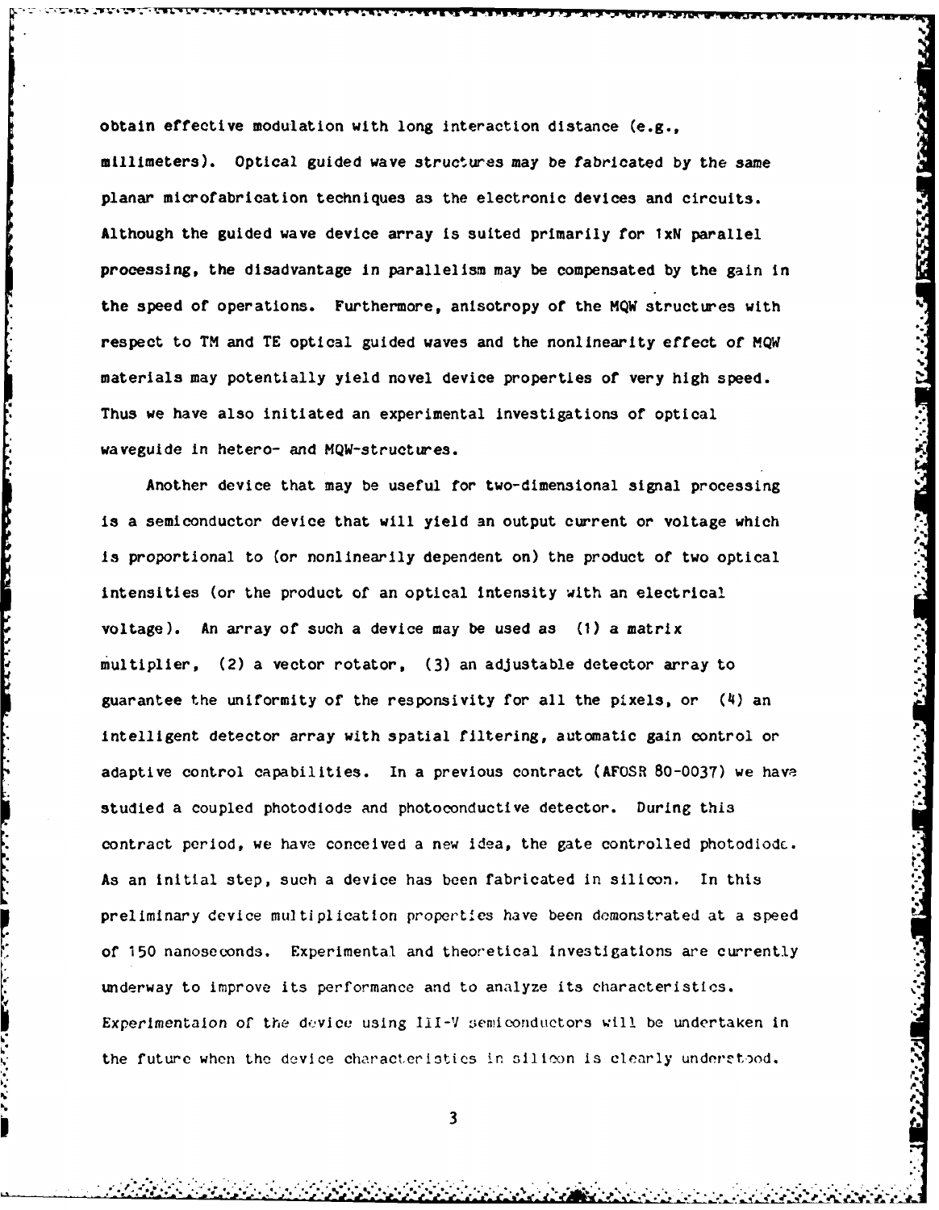obtain effective modulation with long interaction distance (e.g., millimeters). Optical guided wave structures may be fabricated by the same planar microfabrication techniques as the electronic devices and circuits. Although the guided wave device array is suited primarily for 1xN parallel processing, the disadvantage in parallelism may be compensated by the gain in the speed of operations. Furthermore, anisotropy of the MQW structures with respect to TM and TE optical guided waves and the nonlinearity effect of MQW materials may potentially yield novel device properties of very high speed. Thus we have also initiated an experimental investigations of optical waveguide in hetero- and MQW-structures.

Another device that may be useful for two-dimensional signal processing is a semiconductor device that will yield an output current or voltage which is proportional to (or nonlinearily dependent on) the product of two optical intensities (or the product of an optical intensity with an electrical voltage). An array of such a device may be used as (1) a matrix multiplier, (2) a vector rotator, (3) an adjustable detector array to guarantee the uniformity of the responsivity for all the pixels, or (4) an intelligent detector array with spatial filtering, automatic gain control or adaptive control capabilities. In a previous contract (AFOSR 80-0037) we have studied a coupled photodiode and photoconductive detector. During this contract period, we have conceived a new idea, the gate controlled photodiode. As an initial step, such a device has been fabricated in silicon. In this preliminary device multiplication properties have been demonstrated at a speed of 150 nanoseconds. Experimental and theoretical investigations are currently underway to improve its performance and to analyze its characteristics. Experimentaion of the device using III-V semiconductors will be undertaken in the future when the device characteristics in silicon is clearly understood.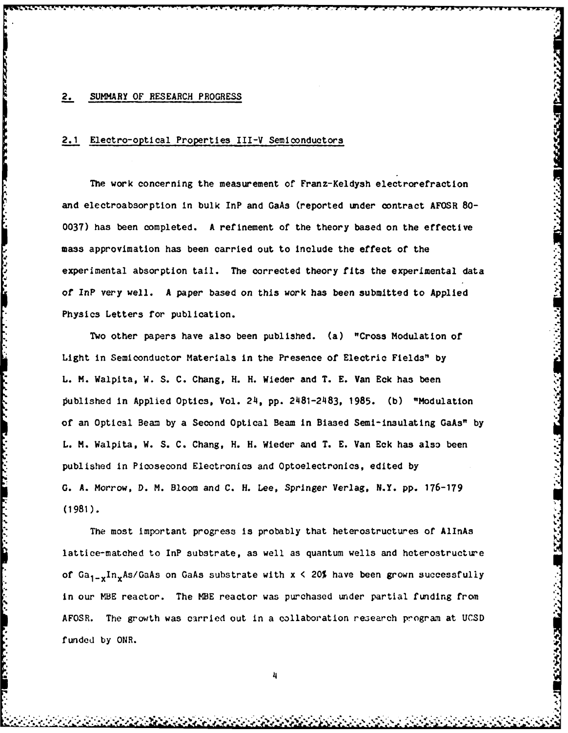## 2. SUMMARY OF RESEARCH PROGRESS

### 2.1 Electro-optical Properties III-V Semiconductors

The work concerning the measurement of Franz-Keldysh electrorefraction and electroabsorption in bulk InP and GaAs (reported under contract AFOSR 80-0037) has been completed. A refinement of the theory based on the effective mass approvimation has been carried out to include the effect of the experimental absorption tail. The corrected theory fits the experimental data of InP very well. A paper based on this work has been submitted to Applied Physics Letters for publication.

Two other papers have also been published. (a) "Cross Modulation of Light in Semiconductor Materials in the Presence of Electric Fields" by L. M. Walpita, W. S. C. Chang, H. H. Wieder and T. E. Van Eck has been published in Applied Optics, Vol. 24, pp. 2481-2483, 1985. (b) "Modulation of an Optical Beam by a Second Optical Beam in Biased Semi-insulating GaAs" by L. M. Walpita, W. S. C. Chang, H. H. Wieder and T. E. Van Eck has also been published in Picosecond Electronics and Optoelectronics, edited by G. A. Morrow, D. M. Bloom and C. H. Lee, Springer Verlag, N.Y. pp. 176-179 (1981).

The most important progress is probably that heterostructures of AlInAs lattice-matched to InP substrate, as well as quantum wells and heterostructure of $Ga_{1-x}In_xAs$/GaAs on GaAs substrate with x < 20% have been grown successfully in our MBE reactor. The MBE reactor was purchased under partial funding from AFOSR. The growth was carried out in a collaboration research program at UCSD funded by ONR.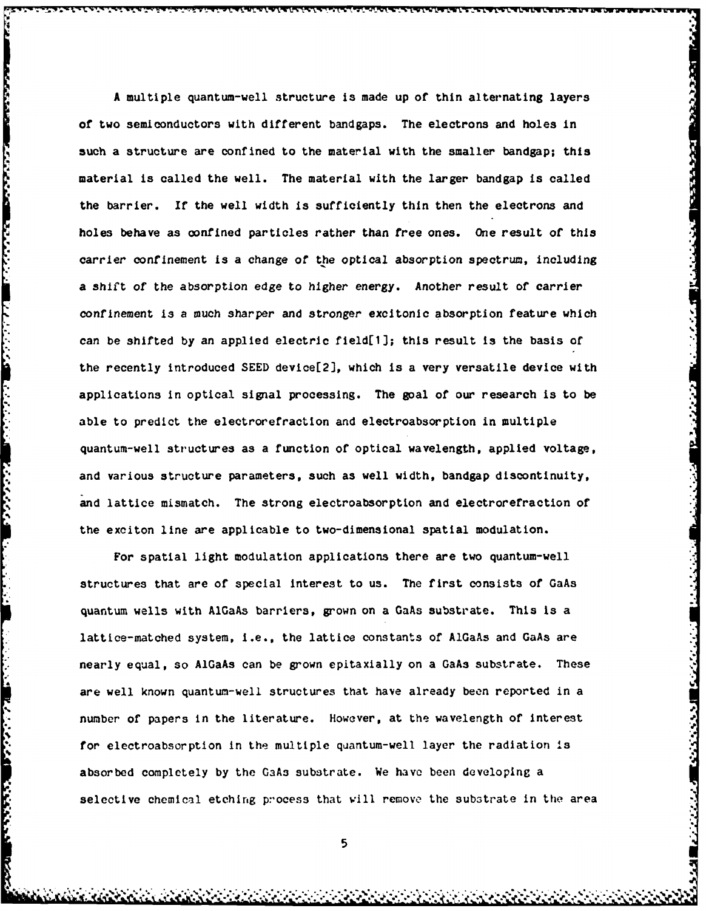A multiple quantum-well structure is made up of thin alternating layers of two semiconductors with different bandgaps. The electrons and holes in such a structure are confined to the material with the smaller bandgap; this material is called the well. The material with the larger bandgap is called the barrier. If the well width is sufficiently thin then the electrons and holes behave as confined particles rather than free ones. One result of this carrier confinement is a change of the optical absorption spectrum, including a shift of the absorption edge to higher energy. Another result of carrier confinement is a much sharper and stronger excitonic absorption feature which can be shifted by an applied electric field[1]; this result is the basis of the recently introduced SEED device[2], which is a very versatile device with applications in optical signal processing. The goal of our research is to be able to predict the electrorefraction and electroabsorption in multiple quantum-well structures as a function of optical wavelength, applied voltage, and various structure parameters, such as well width, bandgap discontinuity, and lattice mismatch. The strong electroabsorption and electrorefraction of the exciton line are applicable to two-dimensional spatial modulation.

For spatial light modulation applications there are two quantum-well structures that are of special interest to us. The first consists of GaAs quantum wells with AlGaAs barriers, grown on a GaAs substrate. This is a lattice-matched system, i.e., the lattice constants of AlGaAs and GaAs are nearly equal, so AlGaAs can be grown epitaxially on a GaAs substrate. These are well known quantum-well structures that have already been reported in a number of papers in the literature. However, at the wavelength of interest for electroabsorption in the multiple quantum-well layer the radiation is absorbed completely by the GaAs substrate. We have been developing a selective chemical etching process that will remove the substrate in the area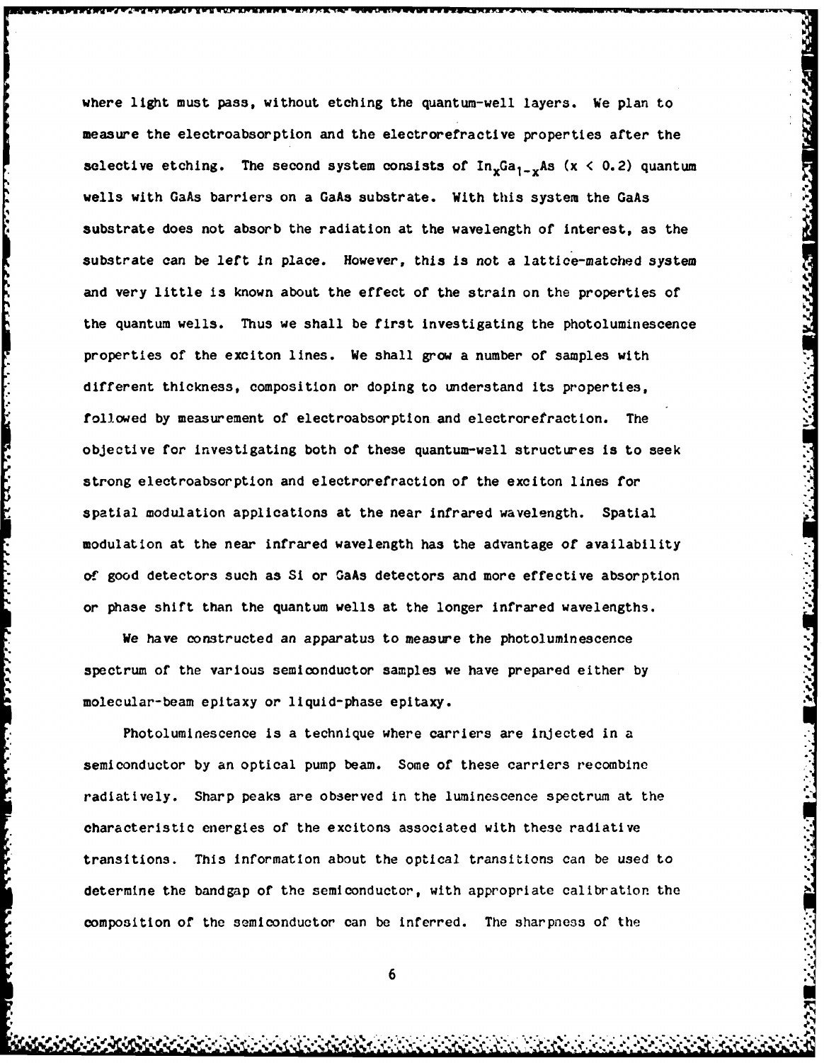where light must pass, without etching the quantum-well layers. We plan to measure the electroabsorption and the electrorefractive properties after the selective etching. The second system consists of $In_xGa_{1-x}As$ ($x < 0.2$) quantum wells with GaAs barriers on a GaAs substrate. With this system the GaAs substrate does not absorb the radiation at the wavelength of interest, as the substrate can be left in place. However, this is not a lattice-matched system and very little is known about the effect of the strain on the properties of the quantum wells. Thus we shall be first investigating the photoluminescence properties of the exciton lines. We shall grow a number of samples with different thickness, composition or doping to understand its properties, followed by measurement of electroabsorption and electrorefraction. The objective for investigating both of these quantum-well structures is to seek strong electroabsorption and electrorefraction of the exciton lines for spatial modulation applications at the near infrared wavelength. Spatial modulation at the near infrared wavelength has the advantage of availability of good detectors such as Si or GaAs detectors and more effective absorption or phase shift than the quantum wells at the longer infrared wavelengths.

We have constructed an apparatus to measure the photoluminescence spectrum of the various semiconductor samples we have prepared either by molecular-beam epitaxy or liquid-phase epitaxy.

Photoluminescence is a technique where carriers are injected in a semiconductor by an optical pump beam. Some of these carriers recombine radiatively. Sharp peaks are observed in the luminescence spectrum at the characteristic energies of the excitons associated with these radiative transitions. This information about the optical transitions can be used to determine the bandgap of the semiconductor, with appropriate calibration the composition of the semiconductor can be inferred. The sharpness of the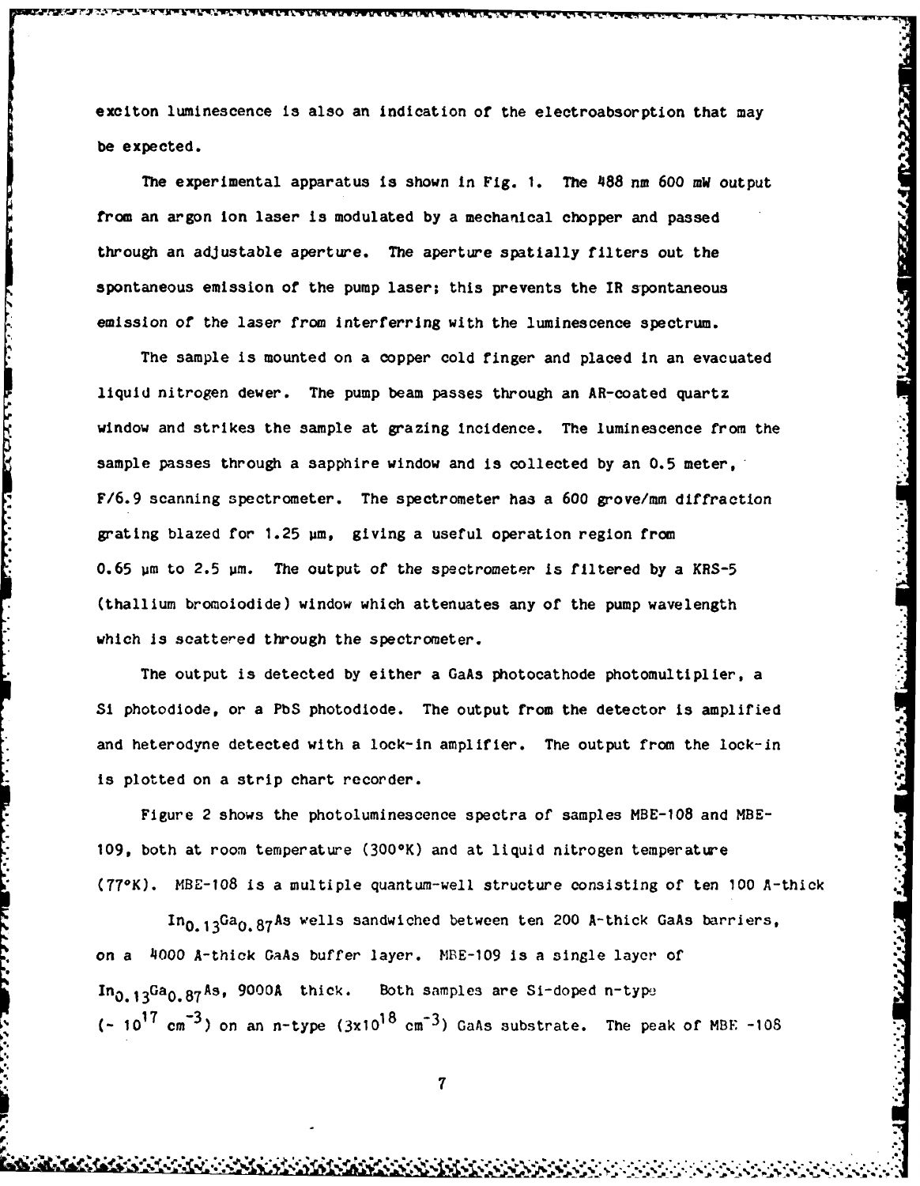exciton luminescence is also an indication of the electroabsorption that may be expected.

The experimental apparatus is shown in Fig. 1. The 488 nm 600 mW output from an argon ion laser is modulated by a mechanical chopper and passed through an adjustable aperture. The aperture spatially filters out the spontaneous emission of the pump laser; this prevents the IR spontaneous emission of the laser from interferring with the luminescence spectrum.

The sample is mounted on a copper cold finger and placed in an evacuated liquid nitrogen dewer. The pump beam passes through an AR-coated quartz window and strikes the sample at grazing incidence. The luminescence from the sample passes through a sapphire window and is collected by an 0.5 meter, F/6.9 scanning spectrometer. The spectrometer has a 600 grove/mm diffraction grating blazed for 1.25 μm, giving a useful operation region from 0.65 μm to 2.5 μm. The output of the spectrometer is filtered by a KRS-5 (thallium bromoiodide) window which attenuates any of the pump wavelength which is scattered through the spectrometer.

The output is detected by either a GaAs photocathode photomultiplier, a Si photodiode, or a PbS photodiode. The output from the detector is amplified and heterodyne detected with a lock-in amplifier. The output from the lock-in is plotted on a strip chart recorder.

Figure 2 shows the photoluminescence spectra of samples MBE-108 and MBE-109, both at room temperature (300°K) and at liquid nitrogen temperature (77°K). MBE-108 is a multiple quantum-well structure consisting of ten 100 A-thick $In_{0.13}Ga_{0.87}As$ wells sandwiched between ten 200 A-thick GaAs barriers, on a 4000 A-thick GaAs buffer layer. MBE-109 is a single layer of $In_{0.13}Ga_{0.87}As$, 9000A thick. Both samples are Si-doped n-type ($\sim 10^{17}$ $cm^{-3}$) on an n-type ($3 \times 10^{18}$ $cm^{-3}$) GaAs substrate. The peak of MBE -108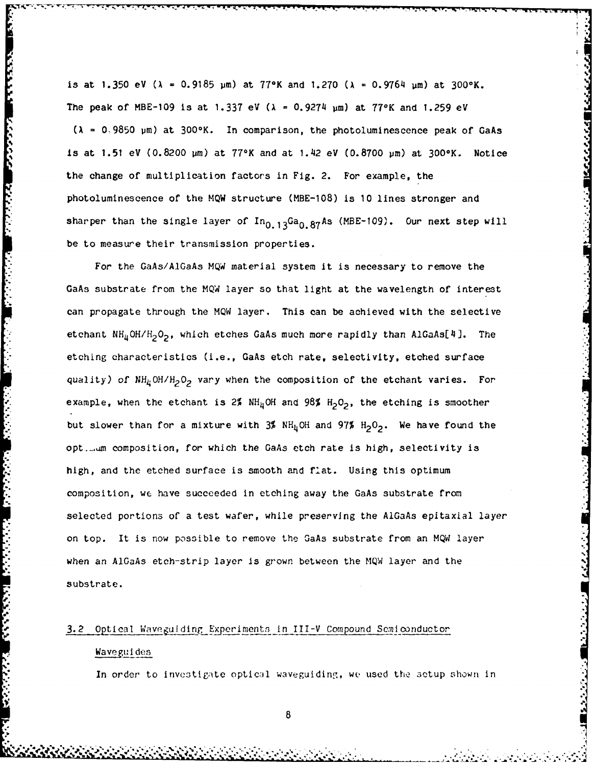is at 1.350 eV (λ = 0.9185 μm) at 77°K and 1.270 (λ = 0.9764 μm) at 300°K. The peak of MBE-109 is at 1.337 eV (λ = 0.9274 μm) at 77°K and 1.259 eV (λ = 0.9850 μm) at 300°K. In comparison, the photoluminescence peak of GaAs is at 1.51 eV (0.8200 μm) at 77°K and at 1.42 eV (0.8700 μm) at 300°K. Notice the change of multiplication factors in Fig. 2. For example, the photoluminescence of the MQW structure (MBE-108) is 10 lines stronger and sharper than the single layer of $In_{0.13}Ga_{0.87}As$ (MBE-109). Our next step will be to measure their transmission properties.

For the GaAs/AlGaAs MQW material system it is necessary to remove the GaAs substrate from the MQW layer so that light at the wavelength of interest can propagate through the MQW layer. This can be achieved with the selective etchant $NH_4OH/H_2O_2$, which etches GaAs much more rapidly than AlGaAs[4]. The etching characteristics (i.e., GaAs etch rate, selectivity, etched surface quality) of $NH_4OH/H_2O_2$ vary when the composition of the etchant varies. For example, when the etchant is 2% $NH_4OH$ and 98% $H_2O_2$, the etching is smoother but slower than for a mixture with 3% $NH_4OH$ and 97% $H_2O_2$. We have found the optimum composition, for which the GaAs etch rate is high, selectivity is high, and the etched surface is smooth and flat. Using this optimum composition, we have succeeded in etching away the GaAs substrate from selected portions of a test wafer, while preserving the AlGaAs epitaxial layer on top. It is now possible to remove the GaAs substrate from an MQW layer when an AlGaAs etch-strip layer is grown between the MQW layer and the substrate.

## 3.2 Optical Waveguiding Experiments in III-V Compound Semiconductor Waveguides

In order to investigate optical waveguiding, we used the setup shown in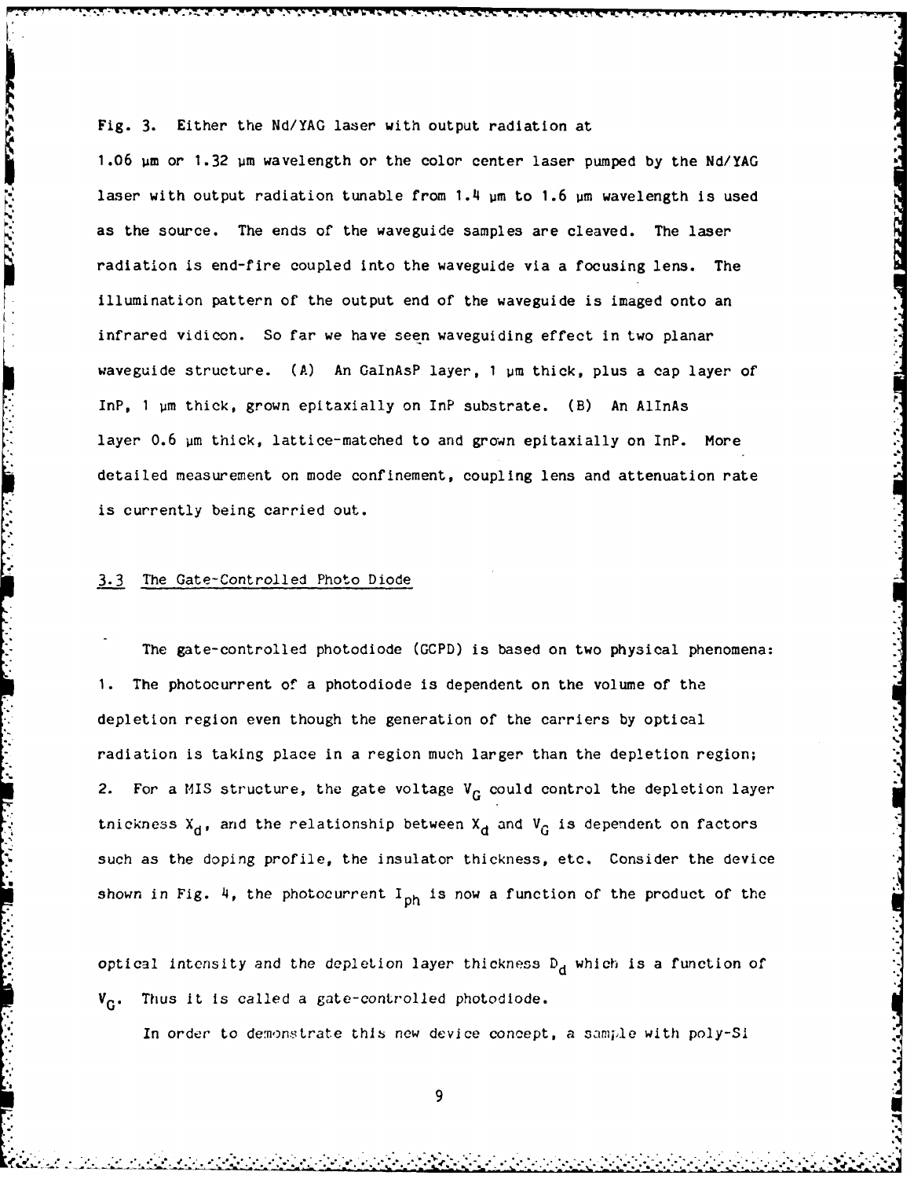Fig. 3. Either the Nd/YAG laser with output radiation at 1.06 μm or 1.32 μm wavelength or the color center laser pumped by the Nd/YAG laser with output radiation tunable from 1.4 μm to 1.6 μm wavelength is used as the source. The ends of the waveguide samples are cleaved. The laser radiation is end-fire coupled into the waveguide via a focusing lens. The illumination pattern of the output end of the waveguide is imaged onto an infrared vidicon. So far we have seen waveguiding effect in two planar waveguide structure. (A) An GaInAsP layer, 1 μm thick, plus a cap layer of InP, 1 μm thick, grown epitaxially on InP substrate. (B) An AlInAs layer 0.6 μm thick, lattice-matched to and grown epitaxially on InP. More detailed measurement on mode confinement, coupling lens and attenuation rate is currently being carried out.

## 3.3 The Gate-Controlled Photo Diode

The gate-controlled photodiode (GCPD) is based on two physical phenomena: 1. The photocurrent of a photodiode is dependent on the volume of the depletion region even though the generation of the carriers by optical radiation is taking place in a region much larger than the depletion region; 2. For a MIS structure, the gate voltage $V_G$ could control the depletion layer thickness $X_d$, and the relationship between $X_d$ and $V_G$ is dependent on factors such as the doping profile, the insulator thickness, etc. Consider the device shown in Fig. 4, the photocurrent $I_{ph}$ is now a function of the product of the optical intensity and the depletion layer thickness $D_d$ which is a function of $V_G$. Thus it is called a gate-controlled photodiode.

In order to demonstrate this new device concept, a sample with poly-Si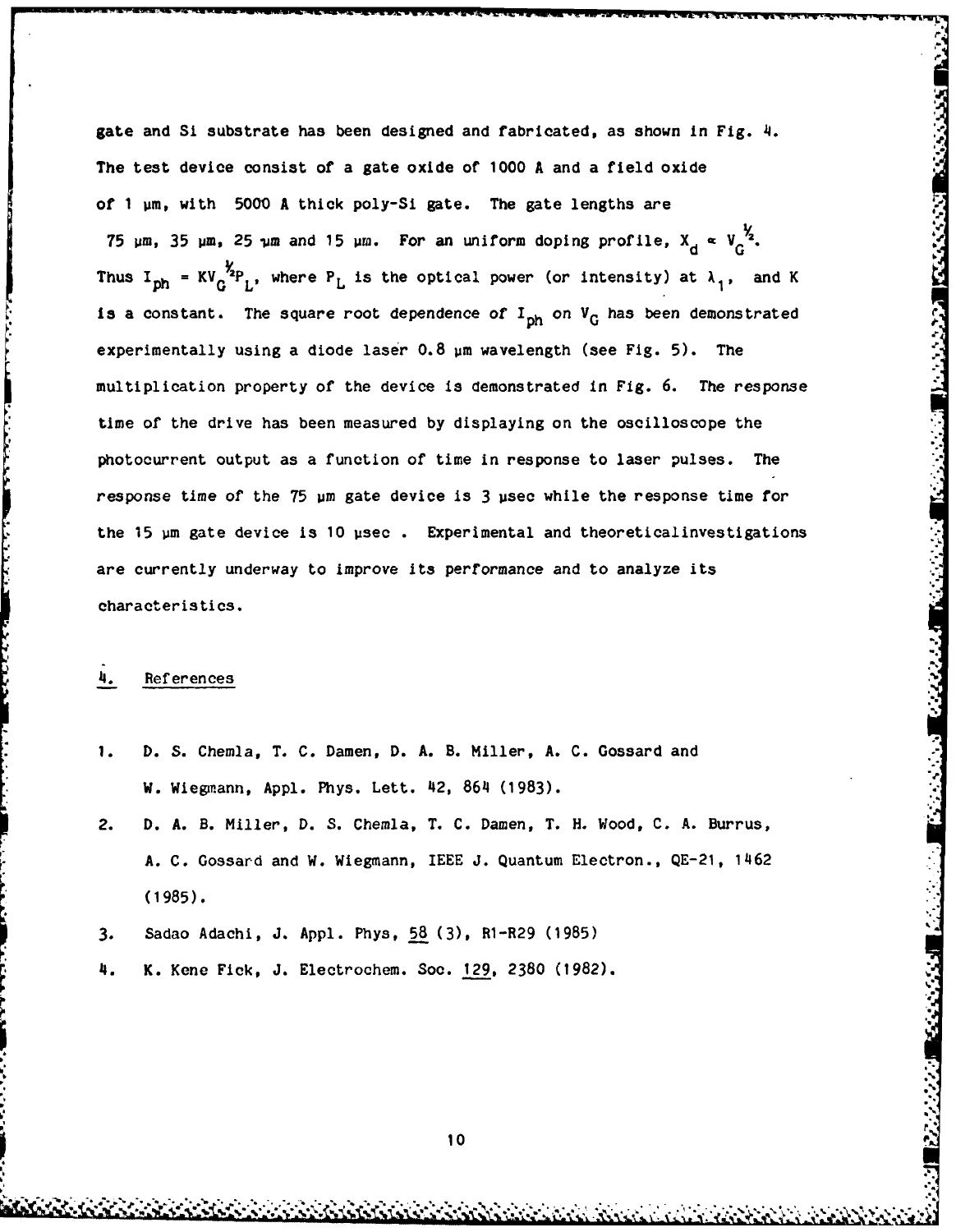gate and Si substrate has been designed and fabricated, as shown in Fig. 4. The test device consist of a gate oxide of 1000 A and a field oxide of 1 μm, with 5000 A thick poly-Si gate. The gate lengths are 75 μm, 35 μm, 25 μm and 15 μm. For an uniform doping profile, $X_d \propto V_G^{1/2}$. Thus $I_{ph} = KV_G^{1/2}P_L$, where $P_L$ is the optical power (or intensity) at $\lambda_1$, and K is a constant. The square root dependence of $I_{ph}$ on $V_G$ has been demonstrated experimentally using a diode laser 0.8 μm wavelength (see Fig. 5). The multiplication property of the device is demonstrated in Fig. 6. The response time of the drive has been measured by displaying on the oscilloscope the photocurrent output as a function of time in response to laser pulses. The response time of the 75 μm gate device is 3 μsec while the response time for the 15 μm gate device is 10 μsec . Experimental and theoreticalinvestigations are currently underway to improve its performance and to analyze its characteristics.

## 4. References

1. D. S. Chemla, T. C. Damen, D. A. B. Miller, A. C. Gossard and W. Wiegmann, Appl. Phys. Lett. 42, 864 (1983).
2. D. A. B. Miller, D. S. Chemla, T. C. Damen, T. H. Wood, C. A. Burrus, A. C. Gossard and W. Wiegmann, IEEE J. Quantum Electron., QE-21, 1462 (1985).
3. Sadao Adachi, J. Appl. Phys, 58 (3), R1-R29 (1985)
4. K. Kene Fick, J. Electrochem. Soc. 129, 2380 (1982).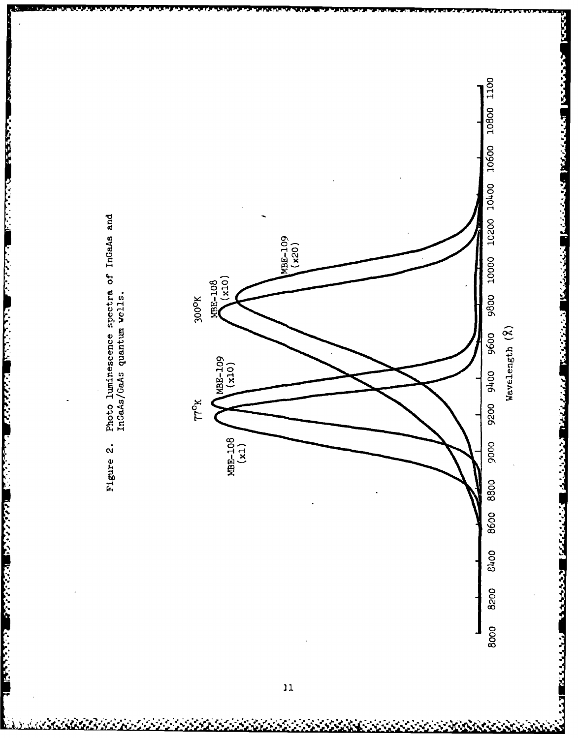Figure 2. Photo luminescence spectra of InGaAs and InGaAs/GaAs quantum wells.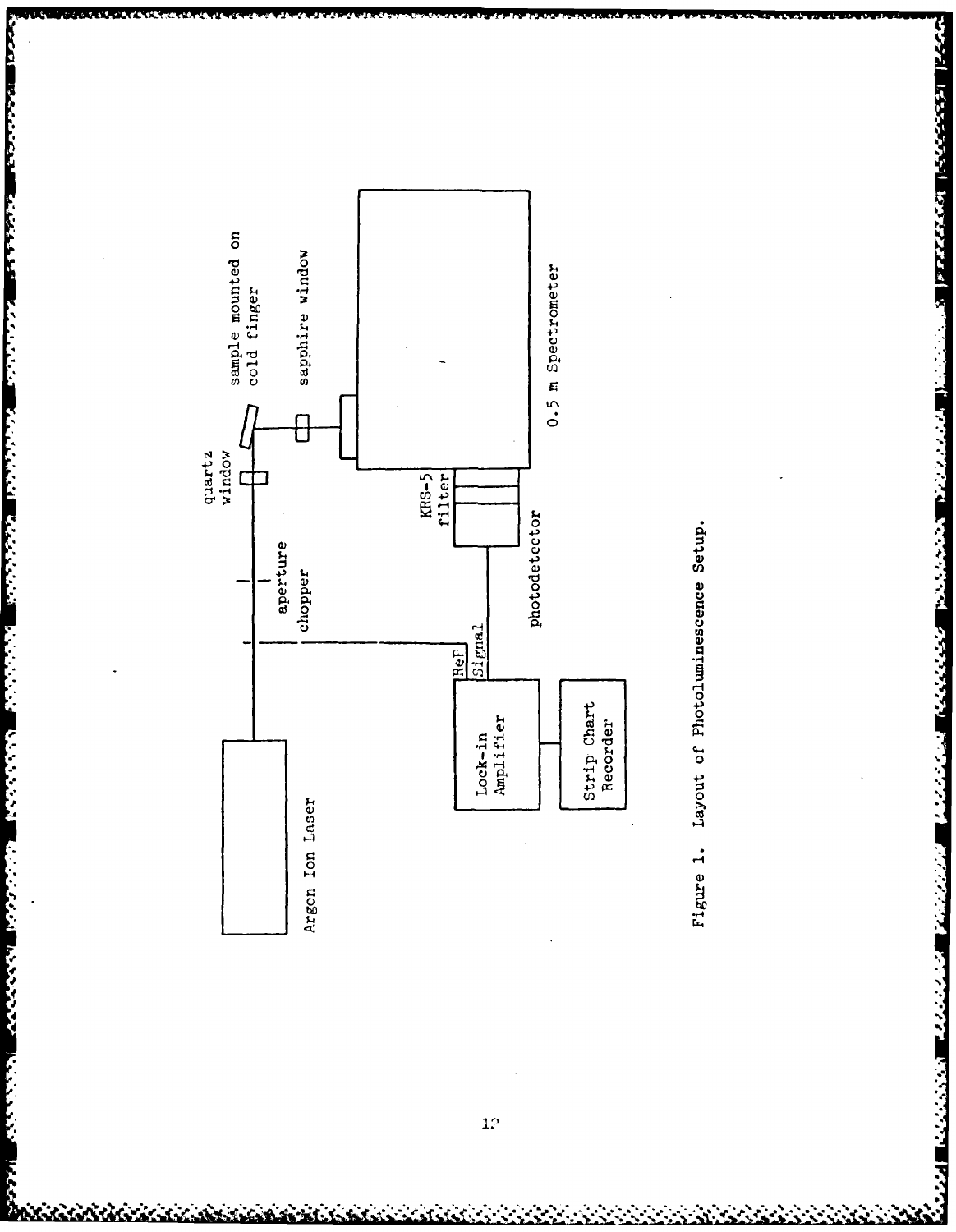Argon Ion Laser

aperture

chopper

quartz window

sample mounted on cold finger

sapphire window

0.5 m Spectrometer

KRS-5 filter

photodetector

Ref

Signal

Lock-in Amplifier

Strip Chart Recorder

Figure 1. Layout of Photoluminescence Setup.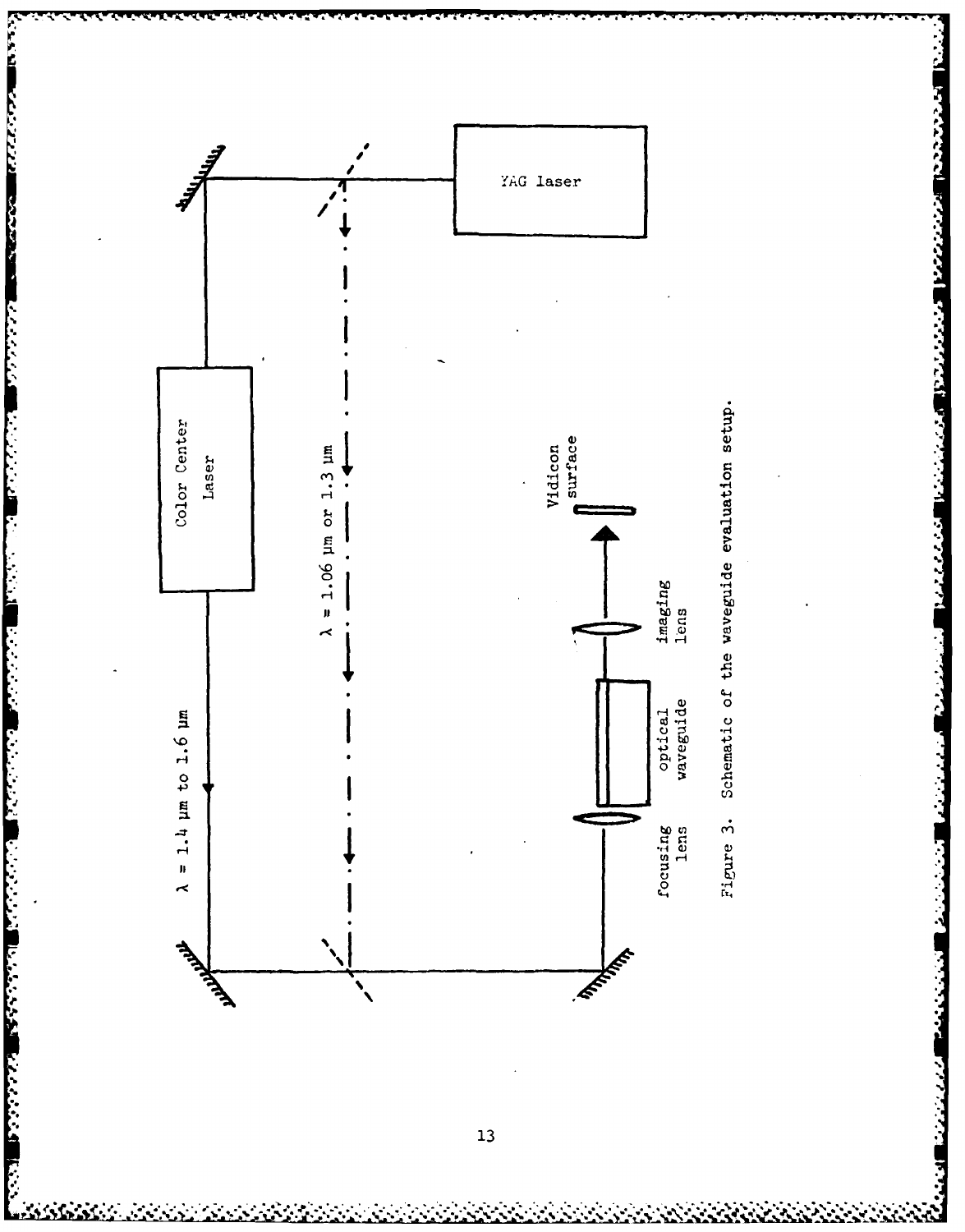Figure 3. Schematic of the waveguide evaluation setup.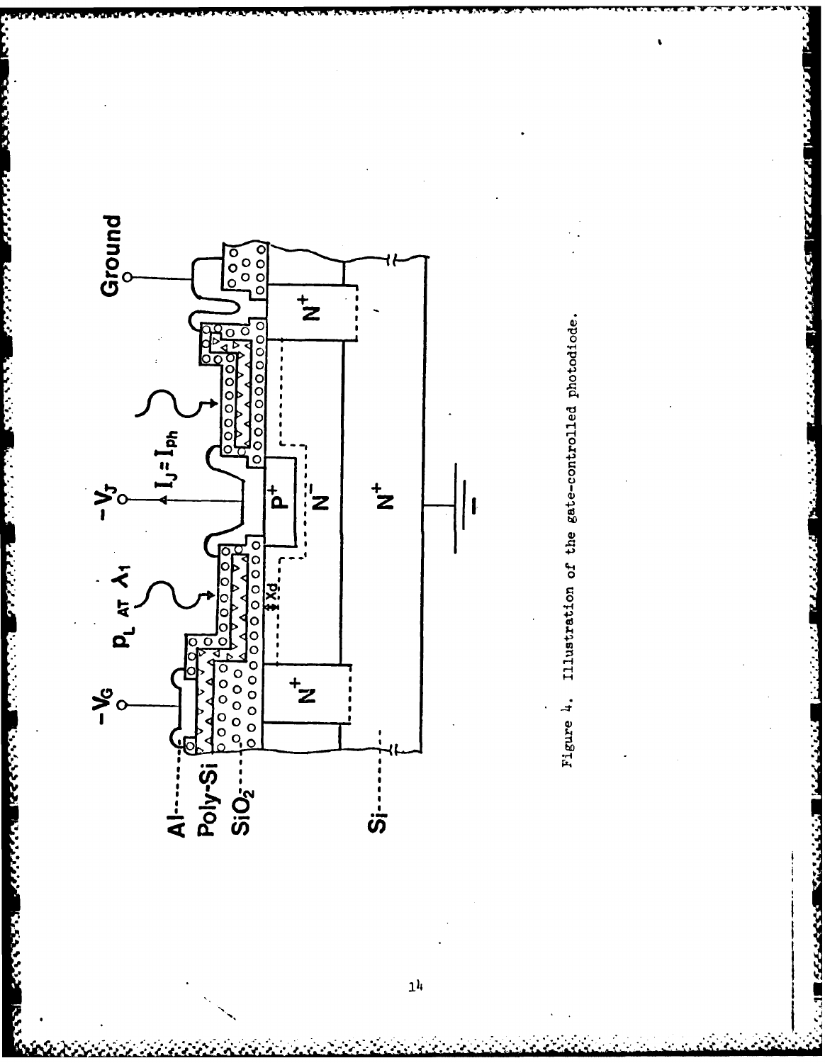Figure 4. Illustration of the gate-controlled photodiode.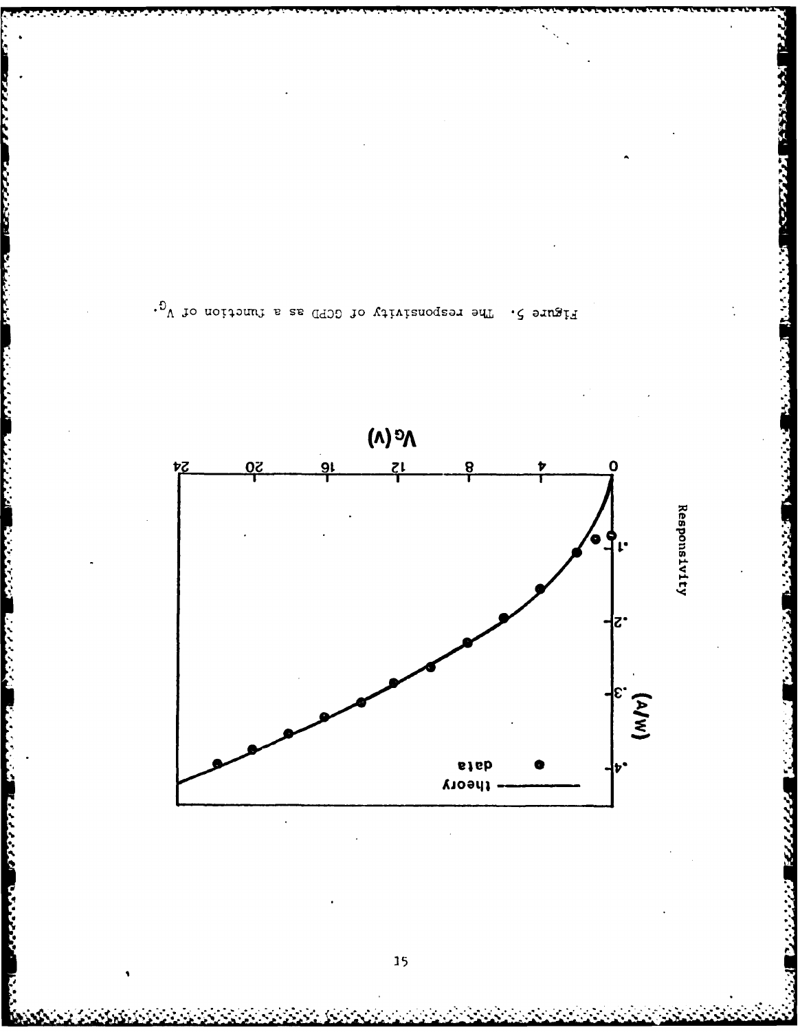Figure 5. The responsivity of GCPD as a function of $V_G$.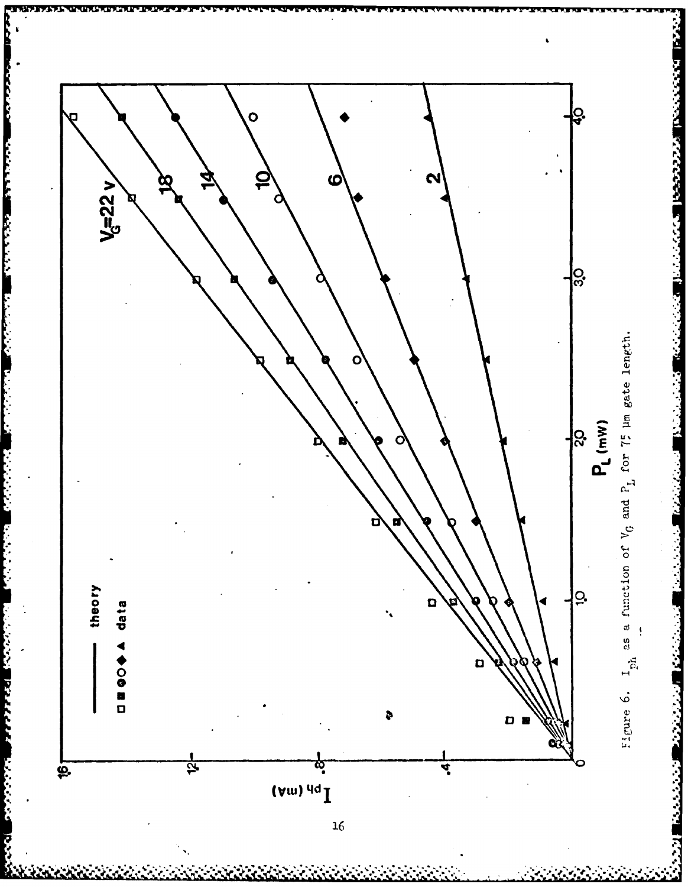Figure 6. $I_{ph}$ as a function of $V_G$ and $P_L$ for 75 μm gate length.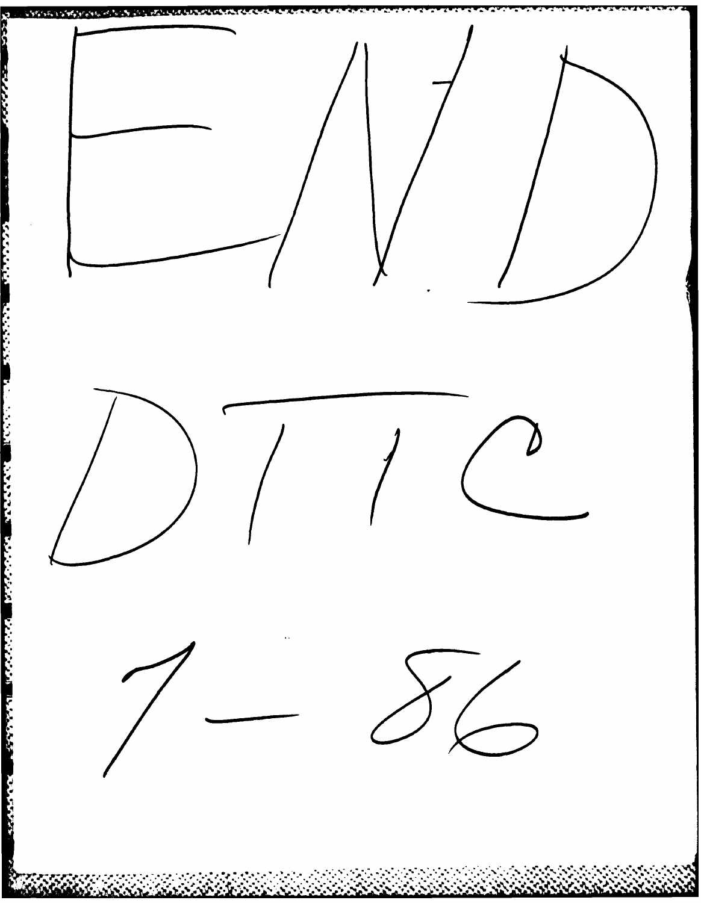END

DTIC

7 — 86